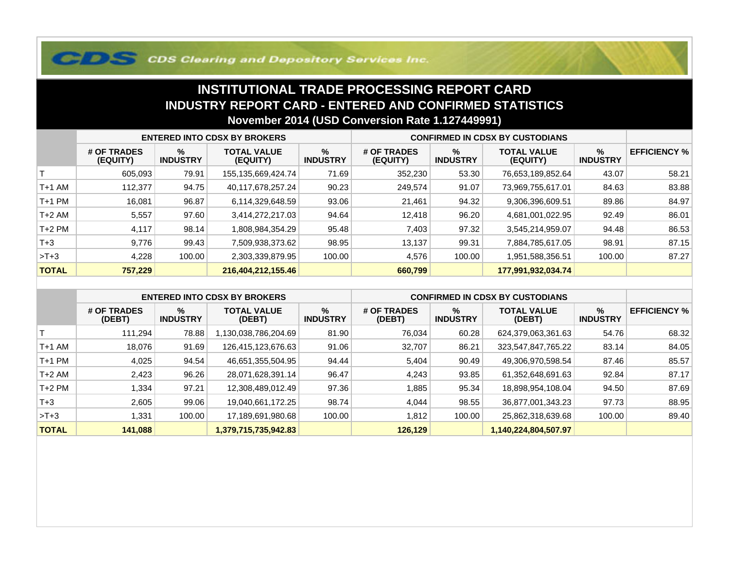CDS Clearing and Depository Services Inc.

# INSTITUTIONAL TRADE PROCESSING REPORT CARD

## INDUSTRY REPORT CARD - ENTERED AND CONFIRMED STATISTICS

### November 2014 (USD Conversion Rate 1.127449991)

| | ENTERED INTO CDSX BY BROKERS | | | | CONFIRMED IN CDSX BY CUSTODIANS | | | | |
|---|---|---|---|---|---|---|---|---|---|
| | # OF TRADES (EQUITY) | % INDUSTRY | TOTAL VALUE (EQUITY) | % INDUSTRY | # OF TRADES (EQUITY) | % INDUSTRY | TOTAL VALUE (EQUITY) | % INDUSTRY | EFFICIENCY % |
| T | 605,093 | 79.91 | 155,135,669,424.74 | 71.69 | 352,230 | 53.30 | 76,653,189,852.64 | 43.07 | 58.21 |
| T+1 AM | 112,377 | 94.75 | 40,117,678,257.24 | 90.23 | 249,574 | 91.07 | 73,969,755,617.01 | 84.63 | 83.88 |
| T+1 PM | 16,081 | 96.87 | 6,114,329,648.59 | 93.06 | 21,461 | 94.32 | 9,306,396,609.51 | 89.86 | 84.97 |
| T+2 AM | 5,557 | 97.60 | 3,414,272,217.03 | 94.64 | 12,418 | 96.20 | 4,681,001,022.95 | 92.49 | 86.01 |
| T+2 PM | 4,117 | 98.14 | 1,808,984,354.29 | 95.48 | 7,403 | 97.32 | 3,545,214,959.07 | 94.48 | 86.53 |
| T+3 | 9,776 | 99.43 | 7,509,938,373.62 | 98.95 | 13,137 | 99.31 | 7,884,785,617.05 | 98.91 | 87.15 |
| >T+3 | 4,228 | 100.00 | 2,303,339,879.95 | 100.00 | 4,576 | 100.00 | 1,951,588,356.51 | 100.00 | 87.27 |
| **TOTAL** | **757,229** | | **216,404,212,155.46** | | **660,799** | | **177,991,932,034.74** | | |

| | ENTERED INTO CDSX BY BROKERS | | | | CONFIRMED IN CDSX BY CUSTODIANS | | | | |
|---|---|---|---|---|---|---|---|---|---|
| | # OF TRADES (DEBT) | % INDUSTRY | TOTAL VALUE (DEBT) | % INDUSTRY | # OF TRADES (DEBT) | % INDUSTRY | TOTAL VALUE (DEBT) | % INDUSTRY | EFFICIENCY % |
| T | 111,294 | 78.88 | 1,130,038,786,204.69 | 81.90 | 76,034 | 60.28 | 624,379,063,361.63 | 54.76 | 68.32 |
| T+1 AM | 18,076 | 91.69 | 126,415,123,676.63 | 91.06 | 32,707 | 86.21 | 323,547,847,765.22 | 83.14 | 84.05 |
| T+1 PM | 4,025 | 94.54 | 46,651,355,504.95 | 94.44 | 5,404 | 90.49 | 49,306,970,598.54 | 87.46 | 85.57 |
| T+2 AM | 2,423 | 96.26 | 28,071,628,391.14 | 96.47 | 4,243 | 93.85 | 61,352,648,691.63 | 92.84 | 87.17 |
| T+2 PM | 1,334 | 97.21 | 12,308,489,012.49 | 97.36 | 1,885 | 95.34 | 18,898,954,108.04 | 94.50 | 87.69 |
| T+3 | 2,605 | 99.06 | 19,040,661,172.25 | 98.74 | 4,044 | 98.55 | 36,877,001,343.23 | 97.73 | 88.95 |
| >T+3 | 1,331 | 100.00 | 17,189,691,980.68 | 100.00 | 1,812 | 100.00 | 25,862,318,639.68 | 100.00 | 89.40 |
| **TOTAL** | **141,088** | | **1,379,715,735,942.83** | | **126,129** | | **1,140,224,804,507.97** | | |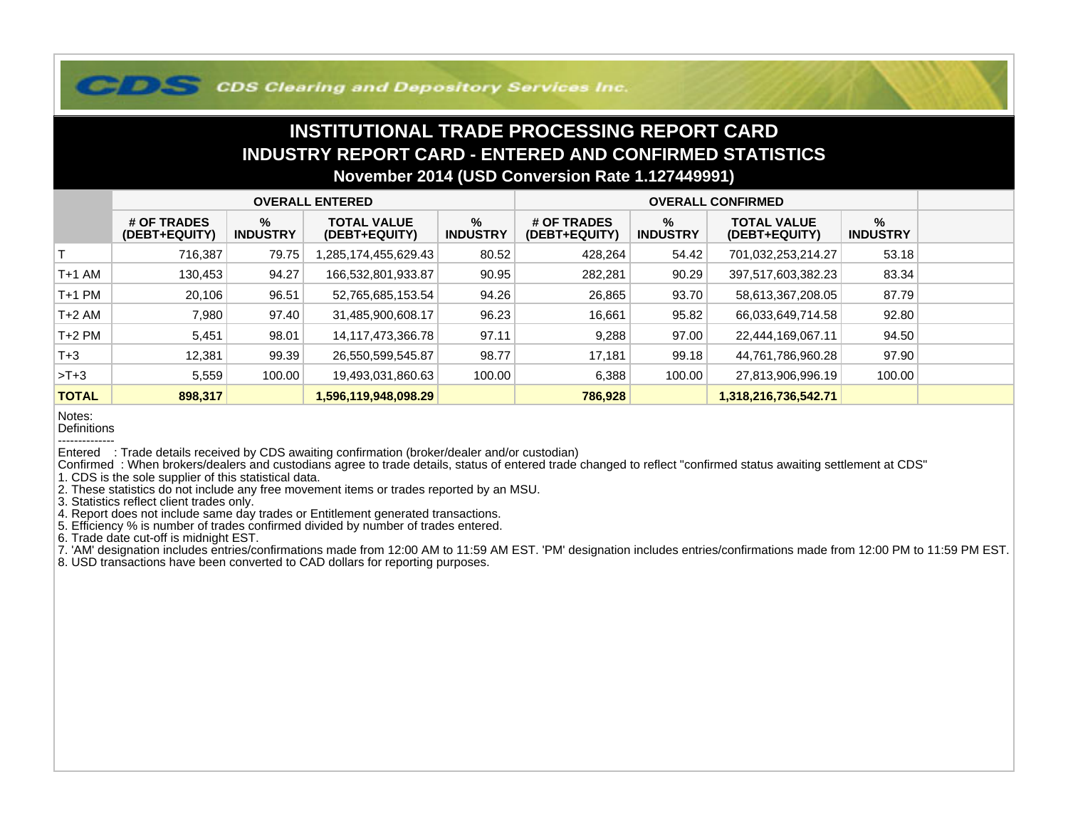CDS Clearing and Depository Services Inc.

# INSTITUTIONAL TRADE PROCESSING REPORT CARD

## INDUSTRY REPORT CARD - ENTERED AND CONFIRMED STATISTICS

### November 2014 (USD Conversion Rate 1.127449991)

| | OVERALL ENTERED | | | | OVERALL CONFIRMED | | | | |
|---|---|---|---|---|---|---|---|---|---|
| | # OF TRADES (DEBT+EQUITY) | % INDUSTRY | TOTAL VALUE (DEBT+EQUITY) | % INDUSTRY | # OF TRADES (DEBT+EQUITY) | % INDUSTRY | TOTAL VALUE (DEBT+EQUITY) | % INDUSTRY | |
| T | 716,387 | 79.75 | 1,285,174,455,629.43 | 80.52 | 428,264 | 54.42 | 701,032,253,214.27 | 53.18 | |
| T+1 AM | 130,453 | 94.27 | 166,532,801,933.87 | 90.95 | 282,281 | 90.29 | 397,517,603,382.23 | 83.34 | |
| T+1 PM | 20,106 | 96.51 | 52,765,685,153.54 | 94.26 | 26,865 | 93.70 | 58,613,367,208.05 | 87.79 | |
| T+2 AM | 7,980 | 97.40 | 31,485,900,608.17 | 96.23 | 16,661 | 95.82 | 66,033,649,714.58 | 92.80 | |
| T+2 PM | 5,451 | 98.01 | 14,117,473,366.78 | 97.11 | 9,288 | 97.00 | 22,444,169,067.11 | 94.50 | |
| T+3 | 12,381 | 99.39 | 26,550,599,545.87 | 98.77 | 17,181 | 99.18 | 44,761,786,960.28 | 97.90 | |
| >T+3 | 5,559 | 100.00 | 19,493,031,860.63 | 100.00 | 6,388 | 100.00 | 27,813,906,996.19 | 100.00 | |
| **TOTAL** | **898,317** | | **1,596,119,948,098.29** | | **786,928** | | **1,318,216,736,542.71** | | |

Notes:
Definitions
--------------
Entered : Trade details received by CDS awaiting confirmation (broker/dealer and/or custodian)
Confirmed : When brokers/dealers and custodians agree to trade details, status of entered trade changed to reflect "confirmed status awaiting settlement at CDS"
1. CDS is the sole supplier of this statistical data.
2. These statistics do not include any free movement items or trades reported by an MSU.
3. Statistics reflect client trades only.
4. Report does not include same day trades or Entitlement generated transactions.
5. Efficiency % is number of trades confirmed divided by number of trades entered.
6. Trade date cut-off is midnight EST.
7. 'AM' designation includes entries/confirmations made from 12:00 AM to 11:59 AM EST. 'PM' designation includes entries/confirmations made from 12:00 PM to 11:59 PM EST.
8. USD transactions have been converted to CAD dollars for reporting purposes.